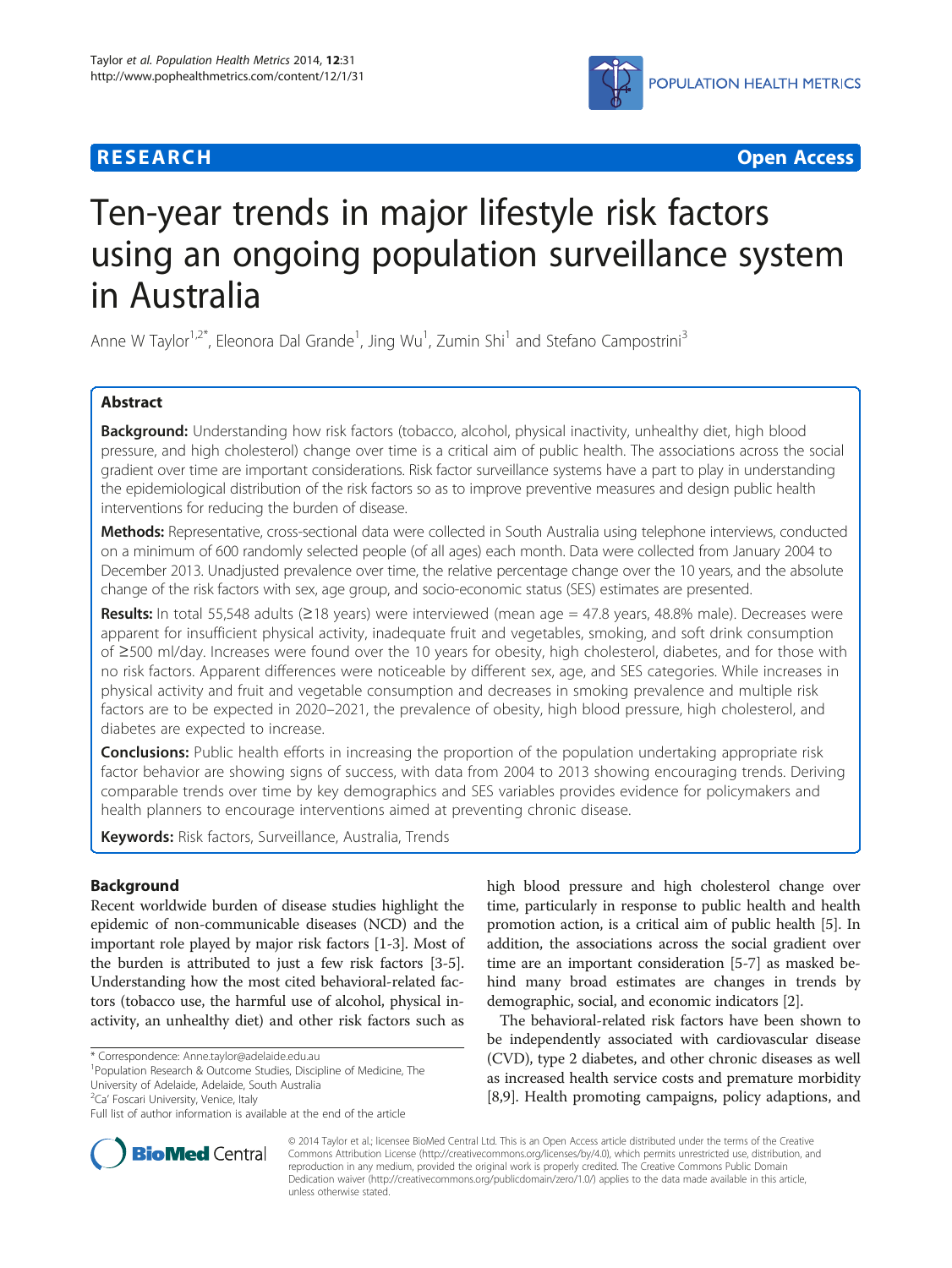**RESEARCH** **Open Access**

# Ten-year trends in major lifestyle risk factors using an ongoing population surveillance system in Australia

Anne W Taylor[1,2*], Eleonora Dal Grande[1], Jing Wu[1], Zumin Shi[1] and Stefano Campostrini[3]

## Abstract

**Background:** Understanding how risk factors (tobacco, alcohol, physical inactivity, unhealthy diet, high blood pressure, and high cholesterol) change over time is a critical aim of public health. The associations across the social gradient over time are important considerations. Risk factor surveillance systems have a part to play in understanding the epidemiological distribution of the risk factors so as to improve preventive measures and design public health interventions for reducing the burden of disease.

**Methods:** Representative, cross-sectional data were collected in South Australia using telephone interviews, conducted on a minimum of 600 randomly selected people (of all ages) each month. Data were collected from January 2004 to December 2013. Unadjusted prevalence over time, the relative percentage change over the 10 years, and the absolute change of the risk factors with sex, age group, and socio-economic status (SES) estimates are presented.

**Results:** In total 55,548 adults (≥18 years) were interviewed (mean age = 47.8 years, 48.8% male). Decreases were apparent for insufficient physical activity, inadequate fruit and vegetables, smoking, and soft drink consumption of ≥500 ml/day. Increases were found over the 10 years for obesity, high cholesterol, diabetes, and for those with no risk factors. Apparent differences were noticeable by different sex, age, and SES categories. While increases in physical activity and fruit and vegetable consumption and decreases in smoking prevalence and multiple risk factors are to be expected in 2020–2021, the prevalence of obesity, high blood pressure, high cholesterol, and diabetes are expected to increase.

**Conclusions:** Public health efforts in increasing the proportion of the population undertaking appropriate risk factor behavior are showing signs of success, with data from 2004 to 2013 showing encouraging trends. Deriving comparable trends over time by key demographics and SES variables provides evidence for policymakers and health planners to encourage interventions aimed at preventing chronic disease.

**Keywords:** Risk factors, Surveillance, Australia, Trends

## Background

Recent worldwide burden of disease studies highlight the epidemic of non-communicable diseases (NCD) and the important role played by major risk factors [1-3]. Most of the burden is attributed to just a few risk factors [3-5]. Understanding how the most cited behavioral-related factors (tobacco use, the harmful use of alcohol, physical inactivity, an unhealthy diet) and other risk factors such as high blood pressure and high cholesterol change over time, particularly in response to public health and health promotion action, is a critical aim of public health [5]. In addition, the associations across the social gradient over time are an important consideration [5-7] as masked behind many broad estimates are changes in trends by demographic, social, and economic indicators [2].

The behavioral-related risk factors have been shown to be independently associated with cardiovascular disease (CVD), type 2 diabetes, and other chronic diseases as well as increased health service costs and premature morbidity [8,9]. Health promoting campaigns, policy adaptions, and

\* Correspondence: Anne.taylor@adelaide.edu.au
[1]Population Research & Outcome Studies, Discipline of Medicine, The University of Adelaide, Adelaide, South Australia
[2]Ca' Foscari University, Venice, Italy
Full list of author information is available at the end of the article

© 2014 Taylor et al.; licensee BioMed Central Ltd. This is an Open Access article distributed under the terms of the Creative Commons Attribution License (http://creativecommons.org/licenses/by/4.0), which permits unrestricted use, distribution, and reproduction in any medium, provided the original work is properly credited. The Creative Commons Public Domain Dedication waiver (http://creativecommons.org/publicdomain/zero/1.0/) applies to the data made available in this article, unless otherwise stated.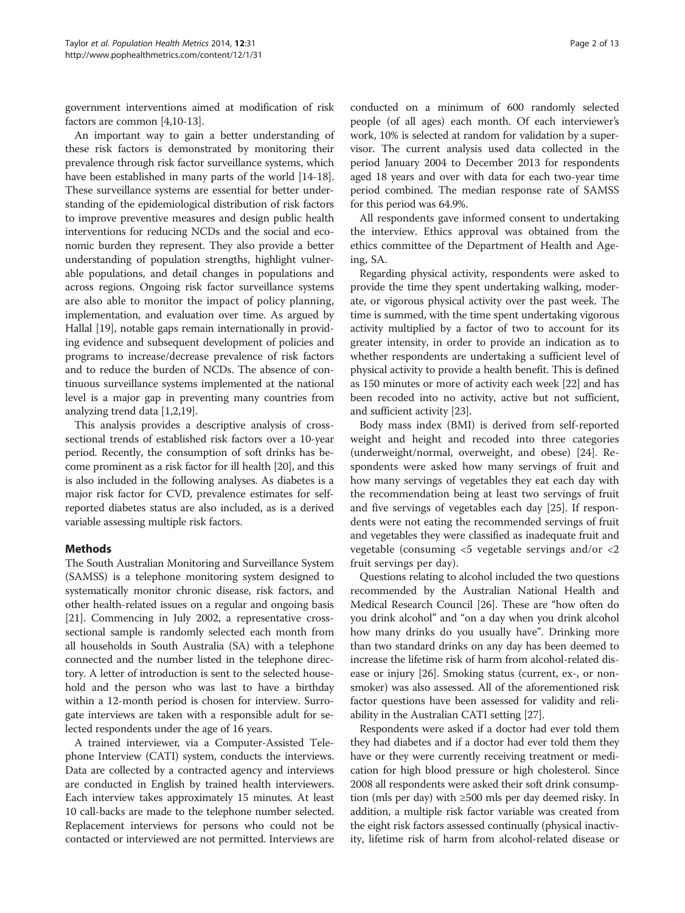government interventions aimed at modification of risk factors are common [4,10-13].

An important way to gain a better understanding of these risk factors is demonstrated by monitoring their prevalence through risk factor surveillance systems, which have been established in many parts of the world [14-18]. These surveillance systems are essential for better understanding of the epidemiological distribution of risk factors to improve preventive measures and design public health interventions for reducing NCDs and the social and economic burden they represent. They also provide a better understanding of population strengths, highlight vulnerable populations, and detail changes in populations and across regions. Ongoing risk factor surveillance systems are also able to monitor the impact of policy planning, implementation, and evaluation over time. As argued by Hallal [19], notable gaps remain internationally in providing evidence and subsequent development of policies and programs to increase/decrease prevalence of risk factors and to reduce the burden of NCDs. The absence of continuous surveillance systems implemented at the national level is a major gap in preventing many countries from analyzing trend data [1,2,19].

This analysis provides a descriptive analysis of cross-sectional trends of established risk factors over a 10-year period. Recently, the consumption of soft drinks has become prominent as a risk factor for ill health [20], and this is also included in the following analyses. As diabetes is a major risk factor for CVD, prevalence estimates for self-reported diabetes status are also included, as is a derived variable assessing multiple risk factors.

## Methods

The South Australian Monitoring and Surveillance System (SAMSS) is a telephone monitoring system designed to systematically monitor chronic disease, risk factors, and other health-related issues on a regular and ongoing basis [21]. Commencing in July 2002, a representative cross-sectional sample is randomly selected each month from all households in South Australia (SA) with a telephone connected and the number listed in the telephone directory. A letter of introduction is sent to the selected household and the person who was last to have a birthday within a 12-month period is chosen for interview. Surrogate interviews are taken with a responsible adult for selected respondents under the age of 16 years.

A trained interviewer, via a Computer-Assisted Telephone Interview (CATI) system, conducts the interviews. Data are collected by a contracted agency and interviews are conducted in English by trained health interviewers. Each interview takes approximately 15 minutes. At least 10 call-backs are made to the telephone number selected. Replacement interviews for persons who could not be contacted or interviewed are not permitted. Interviews are conducted on a minimum of 600 randomly selected people (of all ages) each month. Of each interviewer's work, 10% is selected at random for validation by a supervisor. The current analysis used data collected in the period January 2004 to December 2013 for respondents aged 18 years and over with data for each two-year time period combined. The median response rate of SAMSS for this period was 64.9%.

All respondents gave informed consent to undertaking the interview. Ethics approval was obtained from the ethics committee of the Department of Health and Ageing, SA.

Regarding physical activity, respondents were asked to provide the time they spent undertaking walking, moderate, or vigorous physical activity over the past week. The time is summed, with the time spent undertaking vigorous activity multiplied by a factor of two to account for its greater intensity, in order to provide an indication as to whether respondents are undertaking a sufficient level of physical activity to provide a health benefit. This is defined as 150 minutes or more of activity each week [22] and has been recoded into no activity, active but not sufficient, and sufficient activity [23].

Body mass index (BMI) is derived from self-reported weight and height and recoded into three categories (underweight/normal, overweight, and obese) [24]. Respondents were asked how many servings of fruit and how many servings of vegetables they eat each day with the recommendation being at least two servings of fruit and five servings of vegetables each day [25]. If respondents were not eating the recommended servings of fruit and vegetables they were classified as inadequate fruit and vegetable (consuming <5 vegetable servings and/or <2 fruit servings per day).

Questions relating to alcohol included the two questions recommended by the Australian National Health and Medical Research Council [26]. These are "how often do you drink alcohol" and "on a day when you drink alcohol how many drinks do you usually have". Drinking more than two standard drinks on any day has been deemed to increase the lifetime risk of harm from alcohol-related disease or injury [26]. Smoking status (current, ex-, or non-smoker) was also assessed. All of the aforementioned risk factor questions have been assessed for validity and reliability in the Australian CATI setting [27].

Respondents were asked if a doctor had ever told them they had diabetes and if a doctor had ever told them they have or they were currently receiving treatment or medication for high blood pressure or high cholesterol. Since 2008 all respondents were asked their soft drink consumption (mls per day) with ≥500 mls per day deemed risky. In addition, a multiple risk factor variable was created from the eight risk factors assessed continually (physical inactivity, lifetime risk of harm from alcohol-related disease or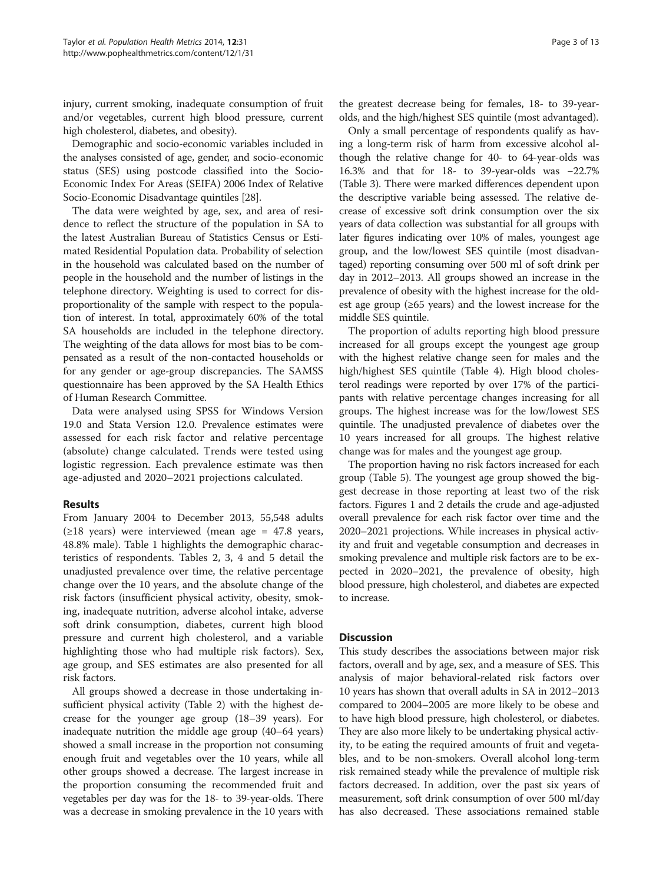injury, current smoking, inadequate consumption of fruit and/or vegetables, current high blood pressure, current high cholesterol, diabetes, and obesity).

Demographic and socio-economic variables included in the analyses consisted of age, gender, and socio-economic status (SES) using postcode classified into the Socio-Economic Index For Areas (SEIFA) 2006 Index of Relative Socio-Economic Disadvantage quintiles [28].

The data were weighted by age, sex, and area of residence to reflect the structure of the population in SA to the latest Australian Bureau of Statistics Census or Estimated Residential Population data. Probability of selection in the household was calculated based on the number of people in the household and the number of listings in the telephone directory. Weighting is used to correct for disproportionality of the sample with respect to the population of interest. In total, approximately 60% of the total SA households are included in the telephone directory. The weighting of the data allows for most bias to be compensated as a result of the non-contacted households or for any gender or age-group discrepancies. The SAMSS questionnaire has been approved by the SA Health Ethics of Human Research Committee.

Data were analysed using SPSS for Windows Version 19.0 and Stata Version 12.0. Prevalence estimates were assessed for each risk factor and relative percentage (absolute) change calculated. Trends were tested using logistic regression. Each prevalence estimate was then age-adjusted and 2020–2021 projections calculated.

## Results

From January 2004 to December 2013, 55,548 adults (≥18 years) were interviewed (mean age = 47.8 years, 48.8% male). Table 1 highlights the demographic characteristics of respondents. Tables 2, 3, 4 and 5 detail the unadjusted prevalence over time, the relative percentage change over the 10 years, and the absolute change of the risk factors (insufficient physical activity, obesity, smoking, inadequate nutrition, adverse alcohol intake, adverse soft drink consumption, diabetes, current high blood pressure and current high cholesterol, and a variable highlighting those who had multiple risk factors). Sex, age group, and SES estimates are also presented for all risk factors.

All groups showed a decrease in those undertaking insufficient physical activity (Table 2) with the highest decrease for the younger age group (18–39 years). For inadequate nutrition the middle age group (40–64 years) showed a small increase in the proportion not consuming enough fruit and vegetables over the 10 years, while all other groups showed a decrease. The largest increase in the proportion consuming the recommended fruit and vegetables per day was for the 18- to 39-year-olds. There was a decrease in smoking prevalence in the 10 years with the greatest decrease being for females, 18- to 39-year-olds, and the high/highest SES quintile (most advantaged).

Only a small percentage of respondents qualify as having a long-term risk of harm from excessive alcohol although the relative change for 40- to 64-year-olds was 16.3% and that for 18- to 39-year-olds was −22.7% (Table 3). There were marked differences dependent upon the descriptive variable being assessed. The relative decrease of excessive soft drink consumption over the six years of data collection was substantial for all groups with later figures indicating over 10% of males, youngest age group, and the low/lowest SES quintile (most disadvantaged) reporting consuming over 500 ml of soft drink per day in 2012–2013. All groups showed an increase in the prevalence of obesity with the highest increase for the oldest age group (≥65 years) and the lowest increase for the middle SES quintile.

The proportion of adults reporting high blood pressure increased for all groups except the youngest age group with the highest relative change seen for males and the high/highest SES quintile (Table 4). High blood cholesterol readings were reported by over 17% of the participants with relative percentage changes increasing for all groups. The highest increase was for the low/lowest SES quintile. The unadjusted prevalence of diabetes over the 10 years increased for all groups. The highest relative change was for males and the youngest age group.

The proportion having no risk factors increased for each group (Table 5). The youngest age group showed the biggest decrease in those reporting at least two of the risk factors. Figures 1 and 2 details the crude and age-adjusted overall prevalence for each risk factor over time and the 2020–2021 projections. While increases in physical activity and fruit and vegetable consumption and decreases in smoking prevalence and multiple risk factors are to be expected in 2020–2021, the prevalence of obesity, high blood pressure, high cholesterol, and diabetes are expected to increase.

## Discussion

This study describes the associations between major risk factors, overall and by age, sex, and a measure of SES. This analysis of major behavioral-related risk factors over 10 years has shown that overall adults in SA in 2012–2013 compared to 2004–2005 are more likely to be obese and to have high blood pressure, high cholesterol, or diabetes. They are also more likely to be undertaking physical activity, to be eating the required amounts of fruit and vegetables, and to be non-smokers. Overall alcohol long-term risk remained steady while the prevalence of multiple risk factors decreased. In addition, over the past six years of measurement, soft drink consumption of over 500 ml/day has also decreased. These associations remained stable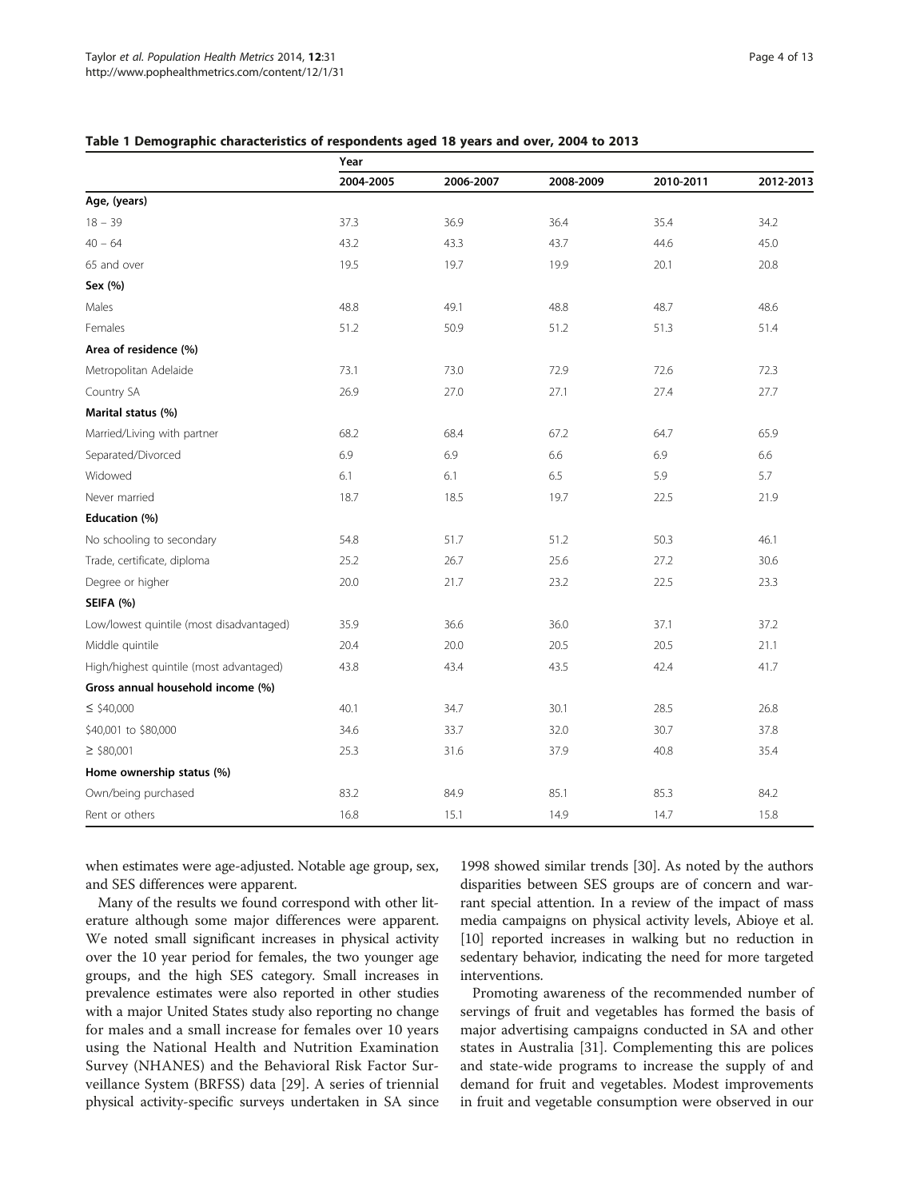**Table 1 Demographic characteristics of respondents aged 18 years and over, 2004 to 2013**

| | Year | | | | |
|---|---|---|---|---|---|
| | 2004-2005 | 2006-2007 | 2008-2009 | 2010-2011 | 2012-2013 |
| **Age, (years)** | | | | | |
| 18 – 39 | 37.3 | 36.9 | 36.4 | 35.4 | 34.2 |
| 40 – 64 | 43.2 | 43.3 | 43.7 | 44.6 | 45.0 |
| 65 and over | 19.5 | 19.7 | 19.9 | 20.1 | 20.8 |
| **Sex (%)** | | | | | |
| Males | 48.8 | 49.1 | 48.8 | 48.7 | 48.6 |
| Females | 51.2 | 50.9 | 51.2 | 51.3 | 51.4 |
| **Area of residence (%)** | | | | | |
| Metropolitan Adelaide | 73.1 | 73.0 | 72.9 | 72.6 | 72.3 |
| Country SA | 26.9 | 27.0 | 27.1 | 27.4 | 27.7 |
| **Marital status (%)** | | | | | |
| Married/Living with partner | 68.2 | 68.4 | 67.2 | 64.7 | 65.9 |
| Separated/Divorced | 6.9 | 6.9 | 6.6 | 6.9 | 6.6 |
| Widowed | 6.1 | 6.1 | 6.5 | 5.9 | 5.7 |
| Never married | 18.7 | 18.5 | 19.7 | 22.5 | 21.9 |
| **Education (%)** | | | | | |
| No schooling to secondary | 54.8 | 51.7 | 51.2 | 50.3 | 46.1 |
| Trade, certificate, diploma | 25.2 | 26.7 | 25.6 | 27.2 | 30.6 |
| Degree or higher | 20.0 | 21.7 | 23.2 | 22.5 | 23.3 |
| **SEIFA (%)** | | | | | |
| Low/lowest quintile (most disadvantaged) | 35.9 | 36.6 | 36.0 | 37.1 | 37.2 |
| Middle quintile | 20.4 | 20.0 | 20.5 | 20.5 | 21.1 |
| High/highest quintile (most advantaged) | 43.8 | 43.4 | 43.5 | 42.4 | 41.7 |
| **Gross annual household income (%)** | | | | | |
| ≤ $40,000 | 40.1 | 34.7 | 30.1 | 28.5 | 26.8 |
| $40,001 to $80,000 | 34.6 | 33.7 | 32.0 | 30.7 | 37.8 |
| ≥ $80,001 | 25.3 | 31.6 | 37.9 | 40.8 | 35.4 |
| **Home ownership status (%)** | | | | | |
| Own/being purchased | 83.2 | 84.9 | 85.1 | 85.3 | 84.2 |
| Rent or others | 16.8 | 15.1 | 14.9 | 14.7 | 15.8 |

when estimates were age-adjusted. Notable age group, sex, and SES differences were apparent.

Many of the results we found correspond with other literature although some major differences were apparent. We noted small significant increases in physical activity over the 10 year period for females, the two younger age groups, and the high SES category. Small increases in prevalence estimates were also reported in other studies with a major United States study also reporting no change for males and a small increase for females over 10 years using the National Health and Nutrition Examination Survey (NHANES) and the Behavioral Risk Factor Surveillance System (BRFSS) data [29]. A series of triennial physical activity-specific surveys undertaken in SA since 1998 showed similar trends [30]. As noted by the authors disparities between SES groups are of concern and warrant special attention. In a review of the impact of mass media campaigns on physical activity levels, Abioye et al. [10] reported increases in walking but no reduction in sedentary behavior, indicating the need for more targeted interventions.

Promoting awareness of the recommended number of servings of fruit and vegetables has formed the basis of major advertising campaigns conducted in SA and other states in Australia [31]. Complementing this are polices and state-wide programs to increase the supply of and demand for fruit and vegetables. Modest improvements in fruit and vegetable consumption were observed in our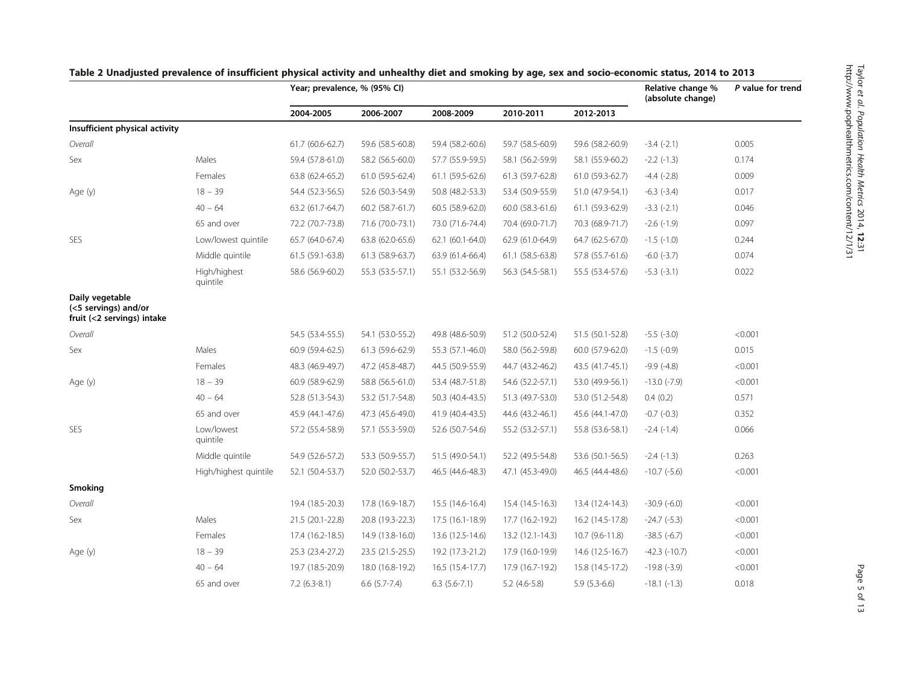**Table 2 Unadjusted prevalence of insufficient physical activity and unhealthy diet and smoking by age, sex and socio-economic status, 2014 to 2013**

| | | Year; prevalence, % (95% CI) | | | | | Relative change % (absolute change) | *P* value for trend |
|---|---|---|---|---|---|---|---|---|
| | | 2004-2005 | 2006-2007 | 2008-2009 | 2010-2011 | 2012-2013 | | |
| **Insufficient physical activity** | | | | | | | | |
| *Overall* | | 61.7 (60.6-62.7) | 59.6 (58.5-60.8) | 59.4 (58.2-60.6) | 59.7 (58.5-60.9) | 59.6 (58.2-60.9) | -3.4 (-2.1) | 0.005 |
| Sex | Males | 59.4 (57.8-61.0) | 58.2 (56.5-60.0) | 57.7 (55.9-59.5) | 58.1 (56.2-59.9) | 58.1 (55.9-60.2) | -2.2 (-1.3) | 0.174 |
| | Females | 63.8 (62.4-65.2) | 61.0 (59.5-62.4) | 61.1 (59.5-62.6) | 61.3 (59.7-62.8) | 61.0 (59.3-62.7) | -4.4 (-2.8) | 0.009 |
| Age (y) | 18 – 39 | 54.4 (52.3-56.5) | 52.6 (50.3-54.9) | 50.8 (48.2-53.3) | 53.4 (50.9-55.9) | 51.0 (47.9-54.1) | -6.3 (-3.4) | 0.017 |
| | 40 – 64 | 63.2 (61.7-64.7) | 60.2 (58.7-61.7) | 60.5 (58.9-62.0) | 60.0 (58.3-61.6) | 61.1 (59.3-62.9) | -3.3 (-2.1) | 0.046 |
| | 65 and over | 72.2 (70.7-73.8) | 71.6 (70.0-73.1) | 73.0 (71.6-74.4) | 70.4 (69.0-71.7) | 70.3 (68.9-71.7) | -2.6 (-1.9) | 0.097 |
| SES | Low/lowest quintile | 65.7 (64.0-67.4) | 63.8 (62.0-65.6) | 62.1 (60.1-64.0) | 62.9 (61.0-64.9) | 64.7 (62.5-67.0) | -1.5 (-1.0) | 0.244 |
| | Middle quintile | 61.5 (59.1-63.8) | 61.3 (58.9-63.7) | 63.9 (61.4-66.4) | 61.1 (58.5-63.8) | 57.8 (55.7-61.6) | -6.0 (-3.7) | 0.074 |
| | High/highest quintile | 58.6 (56.9-60.2) | 55.3 (53.5-57.1) | 55.1 (53.2-56.9) | 56.3 (54.5-58.1) | 55.5 (53.4-57.6) | -5.3 (-3.1) | 0.022 |
| **Daily vegetable (<5 servings) and/or fruit (<2 servings) intake** | | | | | | | | |
| *Overall* | | 54.5 (53.4-55.5) | 54.1 (53.0-55.2) | 49.8 (48.6-50.9) | 51.2 (50.0-52.4) | 51.5 (50.1-52.8) | -5.5 (-3.0) | <0.001 |
| Sex | Males | 60.9 (59.4-62.5) | 61.3 (59.6-62.9) | 55.3 (57.1-46.0) | 58.0 (56.2-59.8) | 60.0 (57.9-62.0) | -1.5 (-0.9) | 0.015 |
| | Females | 48.3 (46.9-49.7) | 47.2 (45.8-48.7) | 44.5 (50.9-55.9) | 44.7 (43.2-46.2) | 43.5 (41.7-45.1) | -9.9 (-4.8) | <0.001 |
| Age (y) | 18 – 39 | 60.9 (58.9-62.9) | 58.8 (56.5-61.0) | 53.4 (48.7-51.8) | 54.6 (52.2-57.1) | 53.0 (49.9-56.1) | -13.0 (-7.9) | <0.001 |
| | 40 – 64 | 52.8 (51.3-54.3) | 53.2 (51.7-54.8) | 50.3 (40.4-43.5) | 51.3 (49.7-53.0) | 53.0 (51.2-54.8) | 0.4 (0.2) | 0.571 |
| | 65 and over | 45.9 (44.1-47.6) | 47.3 (45.6-49.0) | 41.9 (40.4-43.5) | 44.6 (43.2-46.1) | 45.6 (44.1-47.0) | -0.7 (-0.3) | 0.352 |
| SES | Low/lowest quintile | 57.2 (55.4-58.9) | 57.1 (55.3-59.0) | 52.6 (50.7-54.6) | 55.2 (53.2-57.1) | 55.8 (53.6-58.1) | -2.4 (-1.4) | 0.066 |
| | Middle quintile | 54.9 (52.6-57.2) | 53.3 (50.9-55.7) | 51.5 (49.0-54.1) | 52.2 (49.5-54.8) | 53.6 (50.1-56.5) | -2.4 (-1.3) | 0.263 |
| | High/highest quintile | 52.1 (50.4-53.7) | 52.0 (50.2-53.7) | 46.5 (44.6-48.3) | 47.1 (45.3-49.0) | 46.5 (44.4-48.6) | -10.7 (-5.6) | <0.001 |
| **Smoking** | | | | | | | | |
| *Overall* | | 19.4 (18.5-20.3) | 17.8 (16.9-18.7) | 15.5 (14.6-16.4) | 15.4 (14.5-16.3) | 13.4 (12.4-14.3) | -30.9 (-6.0) | <0.001 |
| Sex | Males | 21.5 (20.1-22.8) | 20.8 (19.3-22.3) | 17.5 (16.1-18.9) | 17.7 (16.2-19.2) | 16.2 (14.5-17.8) | -24.7 (-5.3) | <0.001 |
| | Females | 17.4 (16.2-18.5) | 14.9 (13.8-16.0) | 13.6 (12.5-14.6) | 13.2 (12.1-14.3) | 10.7 (9.6-11.8) | -38.5 (-6.7) | <0.001 |
| Age (y) | 18 – 39 | 25.3 (23.4-27.2) | 23.5 (21.5-25.5) | 19.2 (17.3-21.2) | 17.9 (16.0-19.9) | 14.6 (12.5-16.7) | -42.3 (-10.7) | <0.001 |
| | 40 – 64 | 19.7 (18.5-20.9) | 18.0 (16.8-19.2) | 16.5 (15.4-17.7) | 17.9 (16.7-19.2) | 15.8 (14.5-17.2) | -19.8 (-3.9) | <0.001 |
| | 65 and over | 7.2 (6.3-8.1) | 6.6 (5.7-7.4) | 6.3 (5.6-7.1) | 5.2 (4.6-5.8) | 5.9 (5.3-6.6) | -18.1 (-1.3) | 0.018 |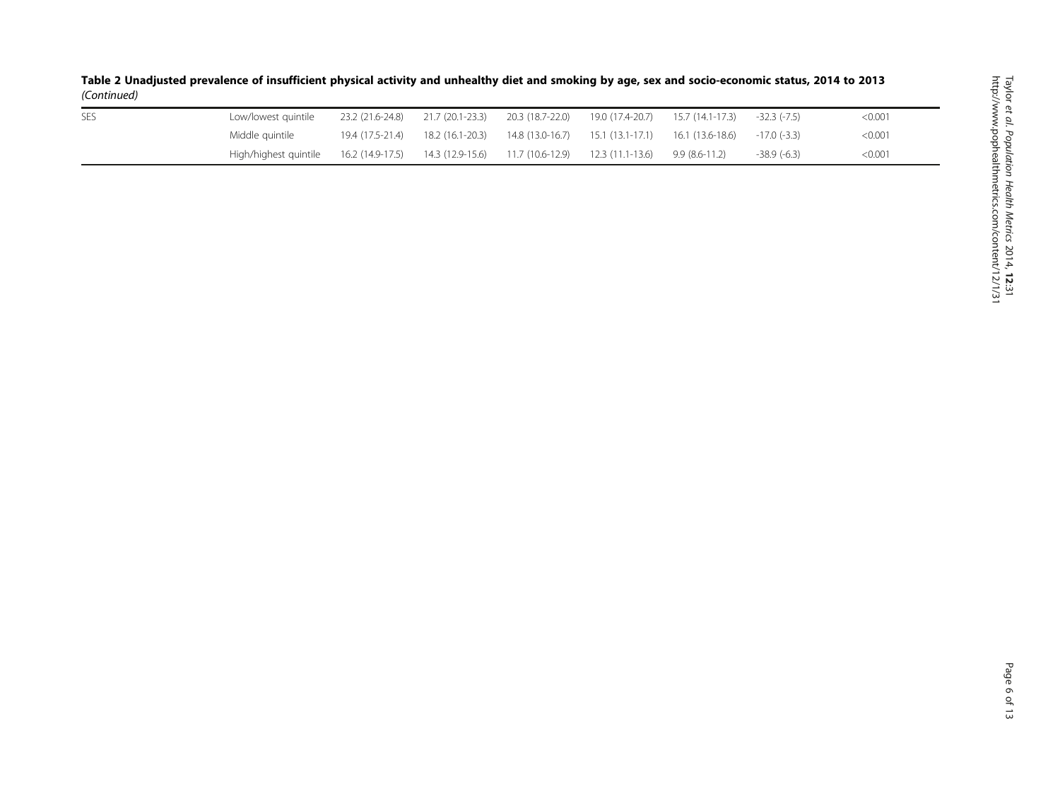**Table 2 Unadjusted prevalence of insufficient physical activity and unhealthy diet and smoking by age, sex and socio-economic status, 2014 to 2013** *(Continued)*

| | | | | | | | | |
|---|---|---|---|---|---|---|---|---|
| SES | Low/lowest quintile | 23.2 (21.6-24.8) | 21.7 (20.1-23.3) | 20.3 (18.7-22.0) | 19.0 (17.4-20.7) | 15.7 (14.1-17.3) | -32.3 (-7.5) | <0.001 |
| | Middle quintile | 19.4 (17.5-21.4) | 18.2 (16.1-20.3) | 14.8 (13.0-16.7) | 15.1 (13.1-17.1) | 16.1 (13.6-18.6) | -17.0 (-3.3) | <0.001 |
| | High/highest quintile | 16.2 (14.9-17.5) | 14.3 (12.9-15.6) | 11.7 (10.6-12.9) | 12.3 (11.1-13.6) | 9.9 (8.6-11.2) | -38.9 (-6.3) | <0.001 |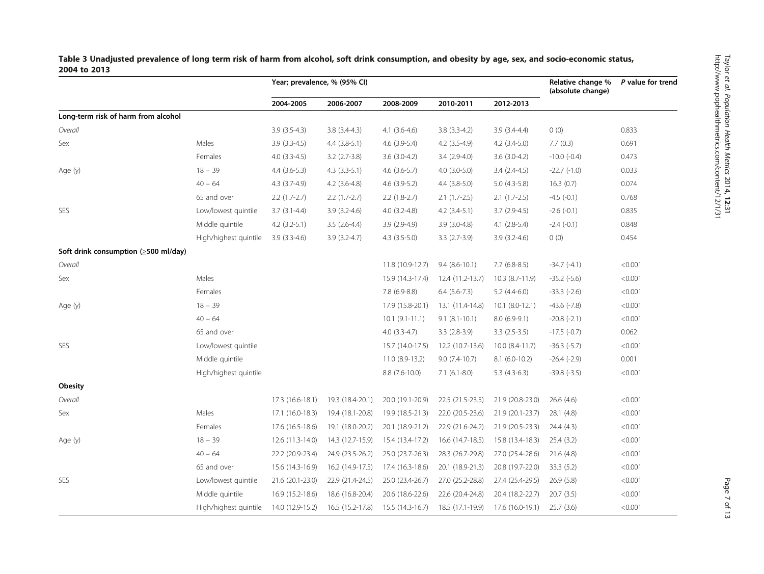**Table 3 Unadjusted prevalence of long term risk of harm from alcohol, soft drink consumption, and obesity by age, sex, and socio-economic status, 2004 to 2013**

| | | Year; prevalence, % (95% CI) | | | | | Relative change % (absolute change) | *P* value for trend |
|---|---|---|---|---|---|---|---|---|
| | | 2004-2005 | 2006-2007 | 2008-2009 | 2010-2011 | 2012-2013 | | |
| **Long-term risk of harm from alcohol** | | | | | | | | |
| *Overall* | | 3.9 (3.5-4.3) | 3.8 (3.4-4.3) | 4.1 (3.6-4.6) | 3.8 (3.3-4.2) | 3.9 (3.4-4.4) | 0 (0) | 0.833 |
| Sex | Males | 3.9 (3.3-4.5) | 4.4 (3.8-5.1) | 4.6 (3.9-5.4) | 4.2 (3.5-4.9) | 4.2 (3.4-5.0) | 7.7 (0.3) | 0.691 |
| | Females | 4.0 (3.3-4.5) | 3.2 (2.7-3.8) | 3.6 (3.0-4.2) | 3.4 (2.9-4.0) | 3.6 (3.0-4.2) | -10.0 (-0.4) | 0.473 |
| Age (y) | 18 – 39 | 4.4 (3.6-5.3) | 4.3 (3.3-5.1) | 4.6 (3.6-5.7) | 4.0 (3.0-5.0) | 3.4 (2.4-4.5) | -22.7 (-1.0) | 0.033 |
| | 40 – 64 | 4.3 (3.7-4.9) | 4.2 (3.6-4.8) | 4.6 (3.9-5.2) | 4.4 (3.8-5.0) | 5.0 (4.3-5.8) | 16.3 (0.7) | 0.074 |
| | 65 and over | 2.2 (1.7-2.7) | 2.2 (1.7-2.7) | 2.2 (1.8-2.7) | 2.1 (1.7-2.5) | 2.1 (1.7-2.5) | -4.5 (-0.1) | 0.768 |
| SES | Low/lowest quintile | 3.7 (3.1-4.4) | 3.9 (3.2-4.6) | 4.0 (3.2-4.8) | 4.2 (3.4-5.1) | 3.7 (2.9-4.5) | -2.6 (-0.1) | 0.835 |
| | Middle quintile | 4.2 (3.2-5.1) | 3.5 (2.6-4.4) | 3.9 (2.9-4.9) | 3.9 (3.0-4.8) | 4.1 (2.8-5.4) | -2.4 (-0.1) | 0.848 |
| | High/highest quintile | 3.9 (3.3-4.6) | 3.9 (3.2-4.7) | 4.3 (3.5-5.0) | 3.3 (2.7-3.9) | 3.9 (3.2-4.6) | 0 (0) | 0.454 |
| **Soft drink consumption (≥500 ml/day)** | | | | | | | | |
| *Overall* | | | | 11.8 (10.9-12.7) | 9.4 (8.6-10.1) | 7.7 (6.8-8.5) | -34.7 (-4.1) | <0.001 |
| Sex | Males | | | 15.9 (14.3-17.4) | 12.4 (11.2-13.7) | 10.3 (8.7-11.9) | -35.2 (-5.6) | <0.001 |
| | Females | | | 7.8 (6.9-8.8) | 6.4 (5.6-7.3) | 5.2 (4.4-6.0) | -33.3 (-2.6) | <0.001 |
| Age (y) | 18 – 39 | | | 17.9 (15.8-20.1) | 13.1 (11.4-14.8) | 10.1 (8.0-12.1) | -43.6 (-7.8) | <0.001 |
| | 40 – 64 | | | 10.1 (9.1-11.1) | 9.1 (8.1-10.1) | 8.0 (6.9-9.1) | -20.8 (-2.1) | <0.001 |
| | 65 and over | | | 4.0 (3.3-4.7) | 3.3 (2.8-3.9) | 3.3 (2.5-3.5) | -17.5 (-0.7) | 0.062 |
| SES | Low/lowest quintile | | | 15.7 (14.0-17.5) | 12.2 (10.7-13.6) | 10.0 (8.4-11.7) | -36.3 (-5.7) | <0.001 |
| | Middle quintile | | | 11.0 (8.9-13.2) | 9.0 (7.4-10.7) | 8.1 (6.0-10.2) | -26.4 (-2.9) | 0.001 |
| | High/highest quintile | | | 8.8 (7.6-10.0) | 7.1 (6.1-8.0) | 5.3 (4.3-6.3) | -39.8 (-3.5) | <0.001 |
| **Obesity** | | | | | | | | |
| *Overall* | | 17.3 (16.6-18.1) | 19.3 (18.4-20.1) | 20.0 (19.1-20.9) | 22.5 (21.5-23.5) | 21.9 (20.8-23.0) | 26.6 (4.6) | <0.001 |
| Sex | Males | 17.1 (16.0-18.3) | 19.4 (18.1-20.8) | 19.9 (18.5-21.3) | 22.0 (20.5-23.6) | 21.9 (20.1-23.7) | 28.1 (4.8) | <0.001 |
| | Females | 17.6 (16.5-18.6) | 19.1 (18.0-20.2) | 20.1 (18.9-21.2) | 22.9 (21.6-24.2) | 21.9 (20.5-23.3) | 24.4 (4.3) | <0.001 |
| Age (y) | 18 – 39 | 12.6 (11.3-14.0) | 14.3 (12.7-15.9) | 15.4 (13.4-17.2) | 16.6 (14.7-18.5) | 15.8 (13.4-18.3) | 25.4 (3.2) | <0.001 |
| | 40 – 64 | 22.2 (20.9-23.4) | 24.9 (23.5-26.2) | 25.0 (23.7-26.3) | 28.3 (26.7-29.8) | 27.0 (25.4-28.6) | 21.6 (4.8) | <0.001 |
| | 65 and over | 15.6 (14.3-16.9) | 16.2 (14.9-17.5) | 17.4 (16.3-18.6) | 20.1 (18.9-21.3) | 20.8 (19.7-22.0) | 33.3 (5.2) | <0.001 |
| SES | Low/lowest quintile | 21.6 (20.1-23.0) | 22.9 (21.4-24.5) | 25.0 (23.4-26.7) | 27.0 (25.2-28.8) | 27.4 (25.4-29.5) | 26.9 (5.8) | <0.001 |
| | Middle quintile | 16.9 (15.2-18.6) | 18.6 (16.8-20.4) | 20.6 (18.6-22.6) | 22.6 (20.4-24.8) | 20.4 (18.2-22.7) | 20.7 (3.5) | <0.001 |
| | High/highest quintile | 14.0 (12.9-15.2) | 16.5 (15.2-17.8) | 15.5 (14.3-16.7) | 18.5 (17.1-19.9) | 17.6 (16.0-19.1) | 25.7 (3.6) | <0.001 |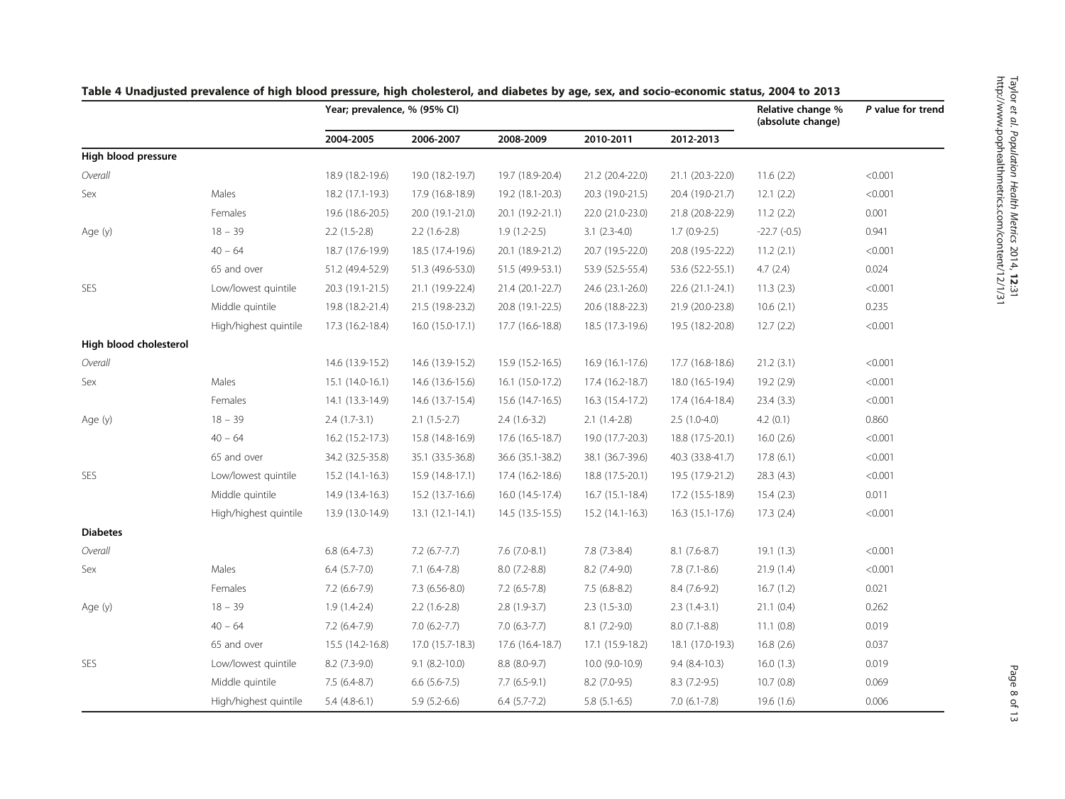**Table 4 Unadjusted prevalence of high blood pressure, high cholesterol, and diabetes by age, sex, and socio-economic status, 2004 to 2013**

| | | Year; prevalence, % (95% CI) | | | | | Relative change % (absolute change) | *P* value for trend |
|---|---|---|---|---|---|---|---|---|
| | | 2004-2005 | 2006-2007 | 2008-2009 | 2010-2011 | 2012-2013 | | |
| **High blood pressure** | | | | | | | | |
| *Overall* | | 18.9 (18.2-19.6) | 19.0 (18.2-19.7) | 19.7 (18.9-20.4) | 21.2 (20.4-22.0) | 21.1 (20.3-22.0) | 11.6 (2.2) | <0.001 |
| Sex | Males | 18.2 (17.1-19.3) | 17.9 (16.8-18.9) | 19.2 (18.1-20.3) | 20.3 (19.0-21.5) | 20.4 (19.0-21.7) | 12.1 (2.2) | <0.001 |
| | Females | 19.6 (18.6-20.5) | 20.0 (19.1-21.0) | 20.1 (19.2-21.1) | 22.0 (21.0-23.0) | 21.8 (20.8-22.9) | 11.2 (2.2) | 0.001 |
| Age (y) | 18 – 39 | 2.2 (1.5-2.8) | 2.2 (1.6-2.8) | 1.9 (1.2-2.5) | 3.1 (2.3-4.0) | 1.7 (0.9-2.5) | -22.7 (-0.5) | 0.941 |
| | 40 – 64 | 18.7 (17.6-19.9) | 18.5 (17.4-19.6) | 20.1 (18.9-21.2) | 20.7 (19.5-22.0) | 20.8 (19.5-22.2) | 11.2 (2.1) | <0.001 |
| | 65 and over | 51.2 (49.4-52.9) | 51.3 (49.6-53.0) | 51.5 (49.9-53.1) | 53.9 (52.5-55.4) | 53.6 (52.2-55.1) | 4.7 (2.4) | 0.024 |
| SES | Low/lowest quintile | 20.3 (19.1-21.5) | 21.1 (19.9-22.4) | 21.4 (20.1-22.7) | 24.6 (23.1-26.0) | 22.6 (21.1-24.1) | 11.3 (2.3) | <0.001 |
| | Middle quintile | 19.8 (18.2-21.4) | 21.5 (19.8-23.2) | 20.8 (19.1-22.5) | 20.6 (18.8-22.3) | 21.9 (20.0-23.8) | 10.6 (2.1) | 0.235 |
| | High/highest quintile | 17.3 (16.2-18.4) | 16.0 (15.0-17.1) | 17.7 (16.6-18.8) | 18.5 (17.3-19.6) | 19.5 (18.2-20.8) | 12.7 (2.2) | <0.001 |
| **High blood cholesterol** | | | | | | | | |
| *Overall* | | 14.6 (13.9-15.2) | 14.6 (13.9-15.2) | 15.9 (15.2-16.5) | 16.9 (16.1-17.6) | 17.7 (16.8-18.6) | 21.2 (3.1) | <0.001 |
| Sex | Males | 15.1 (14.0-16.1) | 14.6 (13.6-15.6) | 16.1 (15.0-17.2) | 17.4 (16.2-18.7) | 18.0 (16.5-19.4) | 19.2 (2.9) | <0.001 |
| | Females | 14.1 (13.3-14.9) | 14.6 (13.7-15.4) | 15.6 (14.7-16.5) | 16.3 (15.4-17.2) | 17.4 (16.4-18.4) | 23.4 (3.3) | <0.001 |
| Age (y) | 18 – 39 | 2.4 (1.7-3.1) | 2.1 (1.5-2.7) | 2.4 (1.6-3.2) | 2.1 (1.4-2.8) | 2.5 (1.0-4.0) | 4.2 (0.1) | 0.860 |
| | 40 – 64 | 16.2 (15.2-17.3) | 15.8 (14.8-16.9) | 17.6 (16.5-18.7) | 19.0 (17.7-20.3) | 18.8 (17.5-20.1) | 16.0 (2.6) | <0.001 |
| | 65 and over | 34.2 (32.5-35.8) | 35.1 (33.5-36.8) | 36.6 (35.1-38.2) | 38.1 (36.7-39.6) | 40.3 (33.8-41.7) | 17.8 (6.1) | <0.001 |
| SES | Low/lowest quintile | 15.2 (14.1-16.3) | 15.9 (14.8-17.1) | 17.4 (16.2-18.6) | 18.8 (17.5-20.1) | 19.5 (17.9-21.2) | 28.3 (4.3) | <0.001 |
| | Middle quintile | 14.9 (13.4-16.3) | 15.2 (13.7-16.6) | 16.0 (14.5-17.4) | 16.7 (15.1-18.4) | 17.2 (15.5-18.9) | 15.4 (2.3) | 0.011 |
| | High/highest quintile | 13.9 (13.0-14.9) | 13.1 (12.1-14.1) | 14.5 (13.5-15.5) | 15.2 (14.1-16.3) | 16.3 (15.1-17.6) | 17.3 (2.4) | <0.001 |
| **Diabetes** | | | | | | | | |
| *Overall* | | 6.8 (6.4-7.3) | 7.2 (6.7-7.7) | 7.6 (7.0-8.1) | 7.8 (7.3-8.4) | 8.1 (7.6-8.7) | 19.1 (1.3) | <0.001 |
| Sex | Males | 6.4 (5.7-7.0) | 7.1 (6.4-7.8) | 8.0 (7.2-8.8) | 8.2 (7.4-9.0) | 7.8 (7.1-8.6) | 21.9 (1.4) | <0.001 |
| | Females | 7.2 (6.6-7.9) | 7.3 (6.56-8.0) | 7.2 (6.5-7.8) | 7.5 (6.8-8.2) | 8.4 (7.6-9.2) | 16.7 (1.2) | 0.021 |
| Age (y) | 18 – 39 | 1.9 (1.4-2.4) | 2.2 (1.6-2.8) | 2.8 (1.9-3.7) | 2.3 (1.5-3.0) | 2.3 (1.4-3.1) | 21.1 (0.4) | 0.262 |
| | 40 – 64 | 7.2 (6.4-7.9) | 7.0 (6.2-7.7) | 7.0 (6.3-7.7) | 8.1 (7.2-9.0) | 8.0 (7.1-8.8) | 11.1 (0.8) | 0.019 |
| | 65 and over | 15.5 (14.2-16.8) | 17.0 (15.7-18.3) | 17.6 (16.4-18.7) | 17.1 (15.9-18.2) | 18.1 (17.0-19.3) | 16.8 (2.6) | 0.037 |
| SES | Low/lowest quintile | 8.2 (7.3-9.0) | 9.1 (8.2-10.0) | 8.8 (8.0-9.7) | 10.0 (9.0-10.9) | 9.4 (8.4-10.3) | 16.0 (1.3) | 0.019 |
| | Middle quintile | 7.5 (6.4-8.7) | 6.6 (5.6-7.5) | 7.7 (6.5-9.1) | 8.2 (7.0-9.5) | 8.3 (7.2-9.5) | 10.7 (0.8) | 0.069 |
| | High/highest quintile | 5.4 (4.8-6.1) | 5.9 (5.2-6.6) | 6.4 (5.7-7.2) | 5.8 (5.1-6.5) | 7.0 (6.1-7.8) | 19.6 (1.6) | 0.006 |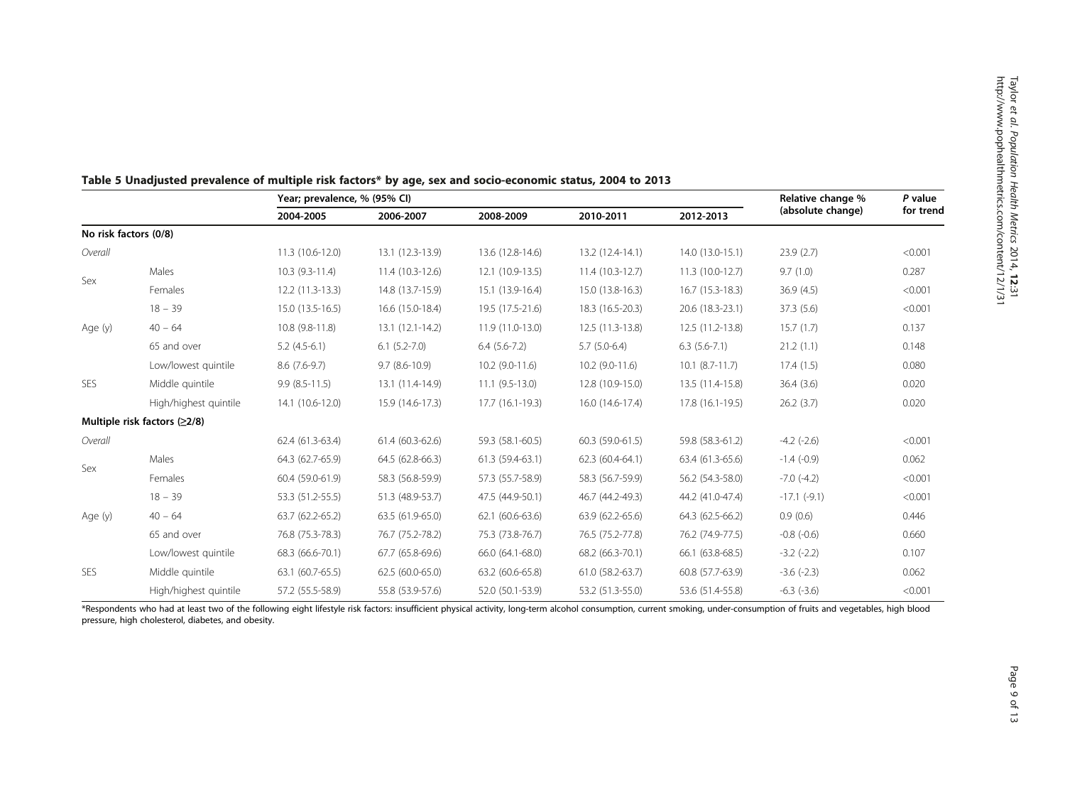**Table 5 Unadjusted prevalence of multiple risk factors* by age, sex and socio-economic status, 2004 to 2013**

| | | Year; prevalence, % (95% CI) | | | | | Relative change % (absolute change) | *P* value for trend |
|---|---|---|---|---|---|---|---|---|
| | | 2004-2005 | 2006-2007 | 2008-2009 | 2010-2011 | 2012-2013 | | |
| **No risk factors (0/8)** | | | | | | | | |
| *Overall* | | 11.3 (10.6-12.0) | 13.1 (12.3-13.9) | 13.6 (12.8-14.6) | 13.2 (12.4-14.1) | 14.0 (13.0-15.1) | 23.9 (2.7) | <0.001 |
| Sex | Males | 10.3 (9.3-11.4) | 11.4 (10.3-12.6) | 12.1 (10.9-13.5) | 11.4 (10.3-12.7) | 11.3 (10.0-12.7) | 9.7 (1.0) | 0.287 |
| | Females | 12.2 (11.3-13.3) | 14.8 (13.7-15.9) | 15.1 (13.9-16.4) | 15.0 (13.8-16.3) | 16.7 (15.3-18.3) | 36.9 (4.5) | <0.001 |
| Age (y) | 18 – 39 | 15.0 (13.5-16.5) | 16.6 (15.0-18.4) | 19.5 (17.5-21.6) | 18.3 (16.5-20.3) | 20.6 (18.3-23.1) | 37.3 (5.6) | <0.001 |
| | 40 – 64 | 10.8 (9.8-11.8) | 13.1 (12.1-14.2) | 11.9 (11.0-13.0) | 12.5 (11.3-13.8) | 12.5 (11.2-13.8) | 15.7 (1.7) | 0.137 |
| | 65 and over | 5.2 (4.5-6.1) | 6.1 (5.2-7.0) | 6.4 (5.6-7.2) | 5.7 (5.0-6.4) | 6.3 (5.6-7.1) | 21.2 (1.1) | 0.148 |
| SES | Low/lowest quintile | 8.6 (7.6-9.7) | 9.7 (8.6-10.9) | 10.2 (9.0-11.6) | 10.2 (9.0-11.6) | 10.1 (8.7-11.7) | 17.4 (1.5) | 0.080 |
| | Middle quintile | 9.9 (8.5-11.5) | 13.1 (11.4-14.9) | 11.1 (9.5-13.0) | 12.8 (10.9-15.0) | 13.5 (11.4-15.8) | 36.4 (3.6) | 0.020 |
| | High/highest quintile | 14.1 (10.6-12.0) | 15.9 (14.6-17.3) | 17.7 (16.1-19.3) | 16.0 (14.6-17.4) | 17.8 (16.1-19.5) | 26.2 (3.7) | 0.020 |
| **Multiple risk factors (≥2/8)** | | | | | | | | |
| *Overall* | | 62.4 (61.3-63.4) | 61.4 (60.3-62.6) | 59.3 (58.1-60.5) | 60.3 (59.0-61.5) | 59.8 (58.3-61.2) | -4.2 (-2.6) | <0.001 |
| Sex | Males | 64.3 (62.7-65.9) | 64.5 (62.8-66.3) | 61.3 (59.4-63.1) | 62.3 (60.4-64.1) | 63.4 (61.3-65.6) | -1.4 (-0.9) | 0.062 |
| | Females | 60.4 (59.0-61.9) | 58.3 (56.8-59.9) | 57.3 (55.7-58.9) | 58.3 (56.7-59.9) | 56.2 (54.3-58.0) | -7.0 (-4.2) | <0.001 |
| Age (y) | 18 – 39 | 53.3 (51.2-55.5) | 51.3 (48.9-53.7) | 47.5 (44.9-50.1) | 46.7 (44.2-49.3) | 44.2 (41.0-47.4) | -17.1 (-9.1) | <0.001 |
| | 40 – 64 | 63.7 (62.2-65.2) | 63.5 (61.9-65.0) | 62.1 (60.6-63.6) | 63.9 (62.2-65.6) | 64.3 (62.5-66.2) | 0.9 (0.6) | 0.446 |
| | 65 and over | 76.8 (75.3-78.3) | 76.7 (75.2-78.2) | 75.3 (73.8-76.7) | 76.5 (75.2-77.8) | 76.2 (74.9-77.5) | -0.8 (-0.6) | 0.660 |
| SES | Low/lowest quintile | 68.3 (66.6-70.1) | 67.7 (65.8-69.6) | 66.0 (64.1-68.0) | 68.2 (66.3-70.1) | 66.1 (63.8-68.5) | -3.2 (-2.2) | 0.107 |
| | Middle quintile | 63.1 (60.7-65.5) | 62.5 (60.0-65.0) | 63.2 (60.6-65.8) | 61.0 (58.2-63.7) | 60.8 (57.7-63.9) | -3.6 (-2.3) | 0.062 |
| | High/highest quintile | 57.2 (55.5-58.9) | 55.8 (53.9-57.6) | 52.0 (50.1-53.9) | 53.2 (51.3-55.0) | 53.6 (51.4-55.8) | -6.3 (-3.6) | <0.001 |

*Respondents who had at least two of the following eight lifestyle risk factors: insufficient physical activity, long-term alcohol consumption, current smoking, under-consumption of fruits and vegetables, high blood pressure, high cholesterol, diabetes, and obesity.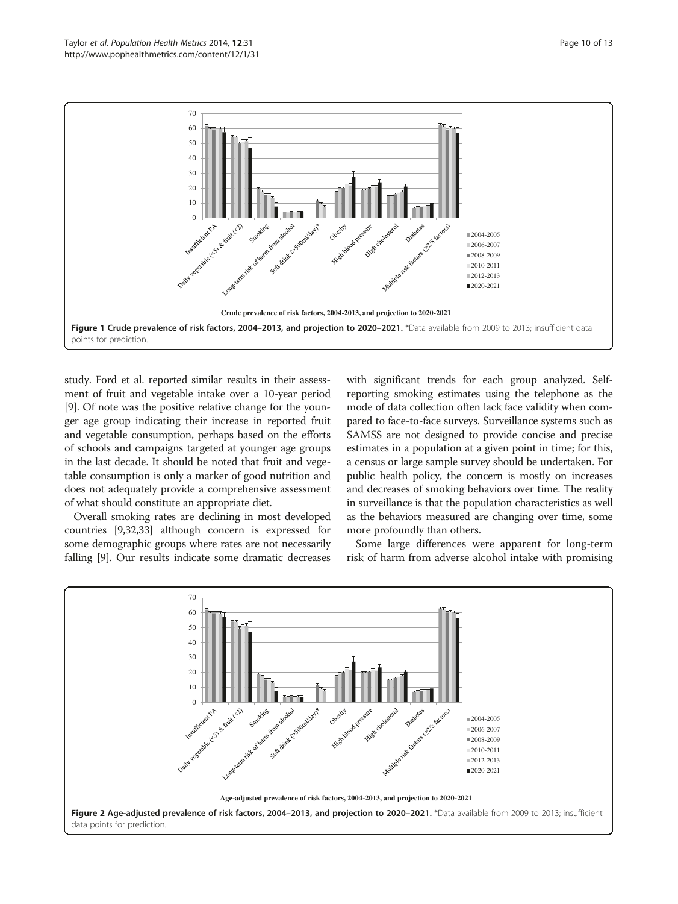Figure 1 Crude prevalence of risk factors, 2004–2013, and projection to 2020–2021. *Data available from 2009 to 2013; insufficient data points for prediction.

study. Ford et al. reported similar results in their assessment of fruit and vegetable intake over a 10-year period [9]. Of note was the positive relative change for the younger age group indicating their increase in reported fruit and vegetable consumption, perhaps based on the efforts of schools and campaigns targeted at younger age groups in the last decade. It should be noted that fruit and vegetable consumption is only a marker of good nutrition and does not adequately provide a comprehensive assessment of what should constitute an appropriate diet.

Overall smoking rates are declining in most developed countries [9,32,33] although concern is expressed for some demographic groups where rates are not necessarily falling [9]. Our results indicate some dramatic decreases with significant trends for each group analyzed. Self-reporting smoking estimates using the telephone as the mode of data collection often lack face validity when compared to face-to-face surveys. Surveillance systems such as SAMSS are not designed to provide concise and precise estimates in a population at a given point in time; for this, a census or large sample survey should be undertaken. For public health policy, the concern is mostly on increases and decreases of smoking behaviors over time. The reality in surveillance is that the population characteristics as well as the behaviors measured are changing over time, some more profoundly than others.

Some large differences were apparent for long-term risk of harm from adverse alcohol intake with promising

Figure 2 Age-adjusted prevalence of risk factors, 2004–2013, and projection to 2020–2021. *Data available from 2009 to 2013; insufficient data points for prediction.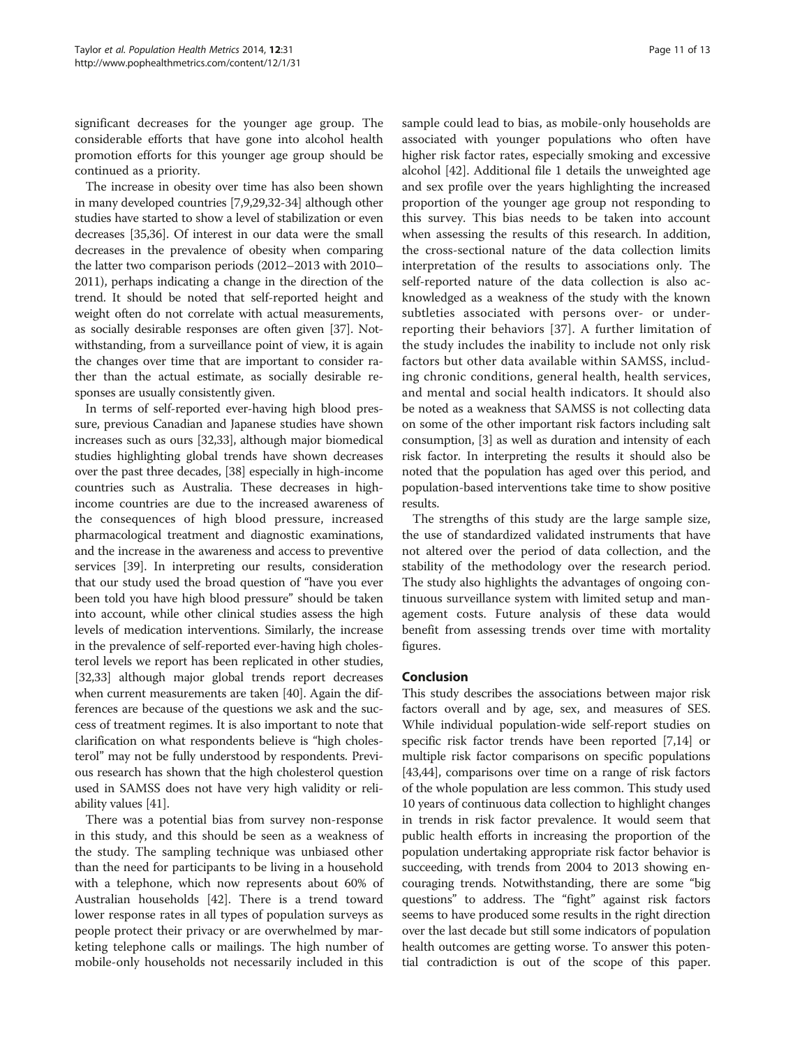significant decreases for the younger age group. The considerable efforts that have gone into alcohol health promotion efforts for this younger age group should be continued as a priority.

The increase in obesity over time has also been shown in many developed countries [7,9,29,32-34] although other studies have started to show a level of stabilization or even decreases [35,36]. Of interest in our data were the small decreases in the prevalence of obesity when comparing the latter two comparison periods (2012–2013 with 2010–2011), perhaps indicating a change in the direction of the trend. It should be noted that self-reported height and weight often do not correlate with actual measurements, as socially desirable responses are often given [37]. Notwithstanding, from a surveillance point of view, it is again the changes over time that are important to consider rather than the actual estimate, as socially desirable responses are usually consistently given.

In terms of self-reported ever-having high blood pressure, previous Canadian and Japanese studies have shown increases such as ours [32,33], although major biomedical studies highlighting global trends have shown decreases over the past three decades, [38] especially in high-income countries such as Australia. These decreases in high-income countries are due to the increased awareness of the consequences of high blood pressure, increased pharmacological treatment and diagnostic examinations, and the increase in the awareness and access to preventive services [39]. In interpreting our results, consideration that our study used the broad question of "have you ever been told you have high blood pressure" should be taken into account, while other clinical studies assess the high levels of medication interventions. Similarly, the increase in the prevalence of self-reported ever-having high cholesterol levels we report has been replicated in other studies, [32,33] although major global trends report decreases when current measurements are taken [40]. Again the differences are because of the questions we ask and the success of treatment regimes. It is also important to note that clarification on what respondents believe is "high cholesterol" may not be fully understood by respondents. Previous research has shown that the high cholesterol question used in SAMSS does not have very high validity or reliability values [41].

There was a potential bias from survey non-response in this study, and this should be seen as a weakness of the study. The sampling technique was unbiased other than the need for participants to be living in a household with a telephone, which now represents about 60% of Australian households [42]. There is a trend toward lower response rates in all types of population surveys as people protect their privacy or are overwhelmed by marketing telephone calls or mailings. The high number of mobile-only households not necessarily included in this sample could lead to bias, as mobile-only households are associated with younger populations who often have higher risk factor rates, especially smoking and excessive alcohol [42]. Additional file 1 details the unweighted age and sex profile over the years highlighting the increased proportion of the younger age group not responding to this survey. This bias needs to be taken into account when assessing the results of this research. In addition, the cross-sectional nature of the data collection limits interpretation of the results to associations only. The self-reported nature of the data collection is also acknowledged as a weakness of the study with the known subtleties associated with persons over- or under-reporting their behaviors [37]. A further limitation of the study includes the inability to include not only risk factors but other data available within SAMSS, including chronic conditions, general health, health services, and mental and social health indicators. It should also be noted as a weakness that SAMSS is not collecting data on some of the other important risk factors including salt consumption, [3] as well as duration and intensity of each risk factor. In interpreting the results it should also be noted that the population has aged over this period, and population-based interventions take time to show positive results.

The strengths of this study are the large sample size, the use of standardized validated instruments that have not altered over the period of data collection, and the stability of the methodology over the research period. The study also highlights the advantages of ongoing continuous surveillance system with limited setup and management costs. Future analysis of these data would benefit from assessing trends over time with mortality figures.

## Conclusion

This study describes the associations between major risk factors overall and by age, sex, and measures of SES. While individual population-wide self-report studies on specific risk factor trends have been reported [7,14] or multiple risk factor comparisons on specific populations [43,44], comparisons over time on a range of risk factors of the whole population are less common. This study used 10 years of continuous data collection to highlight changes in trends in risk factor prevalence. It would seem that public health efforts in increasing the proportion of the population undertaking appropriate risk factor behavior is succeeding, with trends from 2004 to 2013 showing encouraging trends. Notwithstanding, there are some "big questions" to address. The "fight" against risk factors seems to have produced some results in the right direction over the last decade but still some indicators of population health outcomes are getting worse. To answer this potential contradiction is out of the scope of this paper.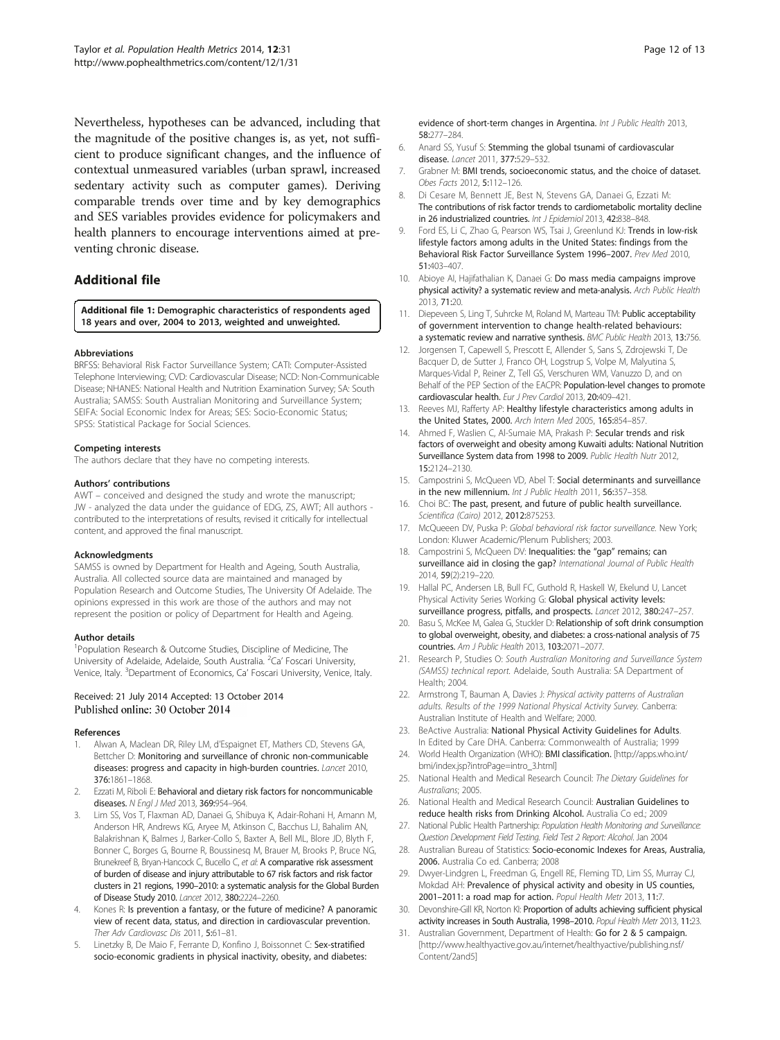Nevertheless, hypotheses can be advanced, including that the magnitude of the positive changes is, as yet, not sufficient to produce significant changes, and the influence of contextual unmeasured variables (urban sprawl, increased sedentary activity such as computer games). Deriving comparable trends over time and by key demographics and SES variables provides evidence for policymakers and health planners to encourage interventions aimed at preventing chronic disease.

## Additional file

**Additional file 1: Demographic characteristics of respondents aged 18 years and over, 2004 to 2013, weighted and unweighted.**

#### Abbreviations

BRFSS: Behavioral Risk Factor Surveillance System; CATI: Computer-Assisted Telephone Interviewing; CVD: Cardiovascular Disease; NCD: Non-Communicable Disease; NHANES: National Health and Nutrition Examination Survey; SA: South Australia; SAMSS: South Australian Monitoring and Surveillance System; SEIFA: Social Economic Index for Areas; SES: Socio-Economic Status; SPSS: Statistical Package for Social Sciences.

#### Competing interests

The authors declare that they have no competing interests.

#### Authors' contributions

AWT – conceived and designed the study and wrote the manuscript; JW - analyzed the data under the guidance of EDG, ZS, AWT; All authors - contributed to the interpretations of results, revised it critically for intellectual content, and approved the final manuscript.

#### Acknowledgments

SAMSS is owned by Department for Health and Ageing, South Australia, Australia. All collected source data are maintained and managed by Population Research and Outcome Studies, The University Of Adelaide. The opinions expressed in this work are those of the authors and may not represent the position or policy of Department for Health and Ageing.

#### Author details

[1]Population Research & Outcome Studies, Discipline of Medicine, The University of Adelaide, Adelaide, South Australia. [2]Ca' Foscari University, Venice, Italy. [3]Department of Economics, Ca' Foscari University, Venice, Italy.

Received: 21 July 2014 Accepted: 13 October 2014
Published online: 30 October 2014

#### References

1. Alwan A, Maclean DR, Riley LM, d'Espaignet ET, Mathers CD, Stevens GA, Bettcher D: **Monitoring and surveillance of chronic non-communicable diseases: progress and capacity in high-burden countries.** *Lancet* 2010, **376:**1861–1868.
2. Ezzati M, Riboli E: **Behavioral and dietary risk factors for noncommunicable diseases.** *N Engl J Med* 2013, **369:**954–964.
3. Lim SS, Vos T, Flaxman AD, Danaei G, Shibuya K, Adair-Rohani H, Amann M, Anderson HR, Andrews KG, Aryee M, Atkinson C, Bacchus LJ, Bahalim AN, Balakrishnan K, Balmes J, Barker-Collo S, Baxter A, Bell ML, Blore JD, Blyth F, Bonner C, Borges G, Bourne R, Boussinesq M, Brauer M, Brooks P, Bruce NG, Brunekreef B, Bryan-Hancock C, Bucello C, *et al*: **A comparative risk assessment of burden of disease and injury attributable to 67 risk factors and risk factor clusters in 21 regions, 1990–2010: a systematic analysis for the Global Burden of Disease Study 2010.** *Lancet* 2012, **380:**2224–2260.
4. Kones R: **Is prevention a fantasy, or the future of medicine? A panoramic view of recent data, status, and direction in cardiovascular prevention.** *Ther Adv Cardiovasc Dis* 2011, **5:**61–81.
5. Linetzky B, De Maio F, Ferrante D, Konfino J, Boissonnet C: **Sex-stratified socio-economic gradients in physical inactivity, obesity, and diabetes: evidence of short-term changes in Argentina.** *Int J Public Health* 2013, **58:**277–284.
6. Anard SS, Yusuf S: **Stemming the global tsunami of cardiovascular disease.** *Lancet* 2011, **377:**529–532.
7. Grabner M: **BMI trends, socioeconomic status, and the choice of dataset.** *Obes Facts* 2012, **5:**112–126.
8. Di Cesare M, Bennett JE, Best N, Stevens GA, Danaei G, Ezzati M: **The contributions of risk factor trends to cardiometabolic mortality decline in 26 industrialized countries.** *Int J Epidemiol* 2013, **42:**838–848.
9. Ford ES, Li C, Zhao G, Pearson WS, Tsai J, Greenlund KJ: **Trends in low-risk lifestyle factors among adults in the United States: findings from the Behavioral Risk Factor Surveillance System 1996–2007.** *Prev Med* 2010, **51:**403–407.
10. Abioye AI, Hajifathalian K, Danaei G: **Do mass media campaigns improve physical activity? a systematic review and meta-analysis.** *Arch Public Health* 2013, **71:**20.
11. Diepeveen S, Ling T, Suhrcke M, Roland M, Marteau TM: **Public acceptability of government intervention to change health-related behaviours: a systematic review and narrative synthesis.** *BMC Public Health* 2013, **13:**756.
12. Jorgensen T, Capewell S, Prescott E, Allender S, Sans S, Zdrojewski T, De Bacquer D, de Sutter J, Franco OH, Logstrup S, Volpe M, Malyutina S, Marques-Vidal P, Reiner Z, Tell GS, Verschuren WM, Vanuzzo D, and on Behalf of the PEP Section of the EACPR: **Population-level changes to promote cardiovascular health.** *Eur J Prev Cardiol* 2013, **20:**409–421.
13. Reeves MJ, Rafferty AP: **Healthy lifestyle characteristics among adults in the United States, 2000.** *Arch Intern Med* 2005, **165:**854–857.
14. Ahmed F, Waslien C, Al-Sumaie MA, Prakash P: **Secular trends and risk factors of overweight and obesity among Kuwaiti adults: National Nutrition Surveillance System data from 1998 to 2009.** *Public Health Nutr* 2012, **15:**2124–2130.
15. Campostrini S, McQueen VD, Abel T: **Social determinants and surveillance in the new millennium.** *Int J Public Health* 2011, **56:**357–358.
16. Choi BC: **The past, present, and future of public health surveillance.** *Scientifica (Cairo)* 2012, **2012:**875253.
17. McQueeen DV, Puska P: *Global behavioral risk factor surveillance.* New York; London: Kluwer Academic/Plenum Publishers; 2003.
18. Campostrini S, McQueen DV: **Inequalities: the "gap" remains; can surveillance aid in closing the gap?** *International Journal of Public Health* 2014, **59**(2):219–220.
19. Hallal PC, Andersen LB, Bull FC, Guthold R, Haskell W, Ekelund U, Lancet Physical Activity Series Working G: **Global physical activity levels: surveillance progress, pitfalls, and prospects.** *Lancet* 2012, **380:**247–257.
20. Basu S, McKee M, Galea G, Stuckler D: **Relationship of soft drink consumption to global overweight, obesity, and diabetes: a cross-national analysis of 75 countries.** *Am J Public Health* 2013, **103:**2071–2077.
21. Research P, Studies O: *South Australian Monitoring and Surveillance System (SAMSS) technical report.* Adelaide, South Australia: SA Department of Health; 2004.
22. Armstrong T, Bauman A, Davies J: *Physical activity patterns of Australian adults. Results of the 1999 National Physical Activity Survey.* Canberra: Australian Institute of Health and Welfare; 2000.
23. BeActive Australia: **National Physical Activity Guidelines for Adults.** In Edited by Care DHA. Canberra: Commonwealth of Australia; 1999
24. World Health Organization (WHO): **BMI classification.** [http://apps.who.int/bmi/index.jsp?introPage=intro_3.html]
25. National Health and Medical Research Council: *The Dietary Guidelines for Australians*; 2005.
26. National Health and Medical Research Council: **Australian Guidelines to reduce health risks from Drinking Alcohol.** Australia Co ed.; 2009
27. National Public Health Partnership: *Population Health Monitoring and Surveillance: Question Development Field Testing. Field Test 2 Report: Alcohol.* Jan 2004
28. Australian Bureau of Statistics: **Socio-economic Indexes for Areas, Australia, 2006.** Australia Co ed. Canberra; 2008
29. Dwyer-Lindgren L, Freedman G, Engell RE, Fleming TD, Lim SS, Murray CJ, Mokdad AH: **Prevalence of physical activity and obesity in US counties, 2001–2011: a road map for action.** *Popul Health Metr* 2013, **11:**7.
30. Devonshire-Gill KR, Norton KI: **Proportion of adults achieving sufficient physical activity increases in South Australia, 1998–2010.** *Popul Health Metr* 2013, **11:**23.
31. Australian Government, Department of Health: **Go for 2 & 5 campaign.** [http://www.healthyactive.gov.au/internet/healthyactive/publishing.nsf/Content/2and5]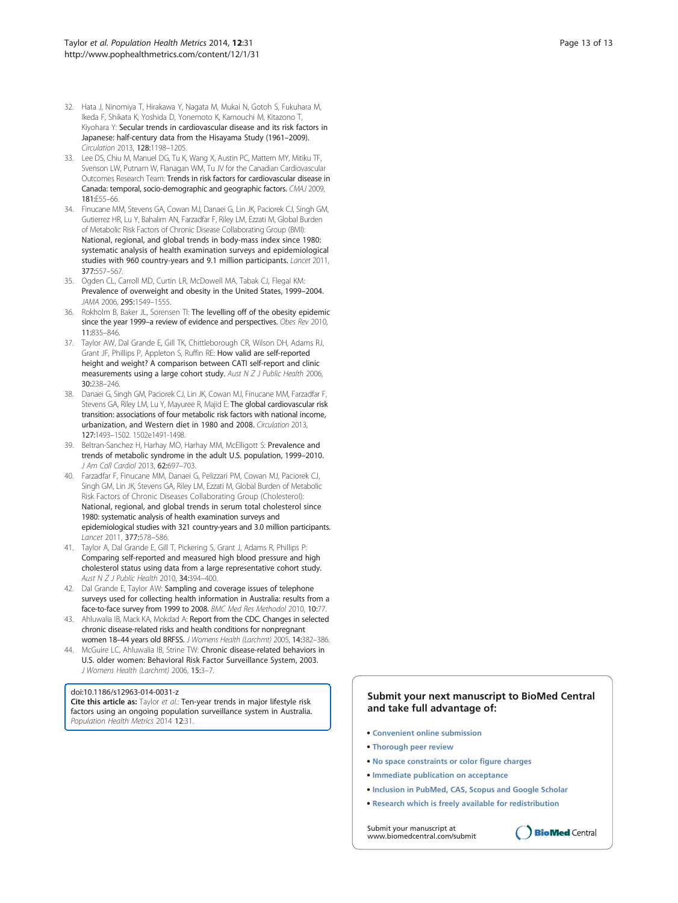32. Hata J, Ninomiya T, Hirakawa Y, Nagata M, Mukai N, Gotoh S, Fukuhara M, Ikeda F, Shikata K, Yoshida D, Yonemoto K, Kamouchi M, Kitazono T, Kiyohara Y: Secular trends in cardiovascular disease and its risk factors in Japanese: half-century data from the Hisayama Study (1961–2009). *Circulation* 2013, **128:**1198–1205.
33. Lee DS, Chiu M, Manuel DG, Tu K, Wang X, Austin PC, Mattern MY, Mitiku TF, Svenson LW, Putnam W, Flanagan WM, Tu JV for the Canadian Cardiovascular Outcomes Research Team: Trends in risk factors for cardiovascular disease in Canada: temporal, socio-demographic and geographic factors. *CMAJ* 2009, **181:**E55–66.
34. Finucane MM, Stevens GA, Cowan MJ, Danaei G, Lin JK, Paciorek CJ, Singh GM, Gutierrez HR, Lu Y, Bahalim AN, Farzadfar F, Riley LM, Ezzati M, Global Burden of Metabolic Risk Factors of Chronic Disease Collaborating Group (BMI): National, regional, and global trends in body-mass index since 1980: systematic analysis of health examination surveys and epidemiological studies with 960 country-years and 9.1 million participants. *Lancet* 2011, **377:**557–567.
35. Ogden CL, Carroll MD, Curtin LR, McDowell MA, Tabak CJ, Flegal KM: Prevalence of overweight and obesity in the United States, 1999–2004. *JAMA* 2006, **295:**1549–1555.
36. Rokholm B, Baker JL, Sorensen TI: The levelling off of the obesity epidemic since the year 1999–a review of evidence and perspectives. *Obes Rev* 2010, **11:**835–846.
37. Taylor AW, Dal Grande E, Gill TK, Chittleborough CR, Wilson DH, Adams RJ, Grant JF, Phillips P, Appleton S, Ruffin RE: How valid are self-reported height and weight? A comparison between CATI self-report and clinic measurements using a large cohort study. *Aust N Z J Public Health* 2006, **30:**238–246.
38. Danaei G, Singh GM, Paciorek CJ, Lin JK, Cowan MJ, Finucane MM, Farzadfar F, Stevens GA, Riley LM, Lu Y, Mayuree R, Majid E: The global cardiovascular risk transition: associations of four metabolic risk factors with national income, urbanization, and Western diet in 1980 and 2008. *Circulation* 2013, **127:**1493–1502. 1502e1491-1498.
39. Beltran-Sanchez H, Harhay MO, Harhay MM, McElligott S: Prevalence and trends of metabolic syndrome in the adult U.S. population, 1999–2010. *J Am Coll Cardiol* 2013, **62:**697–703.
40. Farzadfar F, Finucane MM, Danaei G, Pelizzari PM, Cowan MJ, Paciorek CJ, Singh GM, Lin JK, Stevens GA, Riley LM, Ezzati M, Global Burden of Metabolic Risk Factors of Chronic Diseases Collaborating Group (Cholesterol): National, regional, and global trends in serum total cholesterol since 1980: systematic analysis of health examination surveys and epidemiological studies with 321 country-years and 3.0 million participants. *Lancet* 2011, **377:**578–586.
41. Taylor A, Dal Grande E, Gill T, Pickering S, Grant J, Adams R, Phillips P: Comparing self-reported and measured high blood pressure and high cholesterol status using data from a large representative cohort study. *Aust N Z J Public Health* 2010, **34:**394–400.
42. Dal Grande E, Taylor AW: Sampling and coverage issues of telephone surveys used for collecting health information in Australia: results from a face-to-face survey from 1999 to 2008. *BMC Med Res Methodol* 2010, **10:**77.
43. Ahluwalia IB, Mack KA, Mokdad A: Report from the CDC. Changes in selected chronic disease-related risks and health conditions for nonpregnant women 18–44 years old BRFSS. *J Womens Health (Larchmt)* 2005, **14:**382–386.
44. McGuire LC, Ahluwalia IB, Strine TW: Chronic disease-related behaviors in U.S. older women: Behavioral Risk Factor Surveillance System, 2003. *J Womens Health (Larchmt)* 2006, **15:**3–7.

doi:10.1186/s12963-014-0031-z
**Cite this article as:** Taylor *et al.*: Ten-year trends in major lifestyle risk factors using an ongoing population surveillance system in Australia. *Population Health Metrics* 2014 **12**:31.

**Submit your next manuscript to BioMed Central and take full advantage of:**

- Convenient online submission
- Thorough peer review
- No space constraints or color figure charges
- Immediate publication on acceptance
- Inclusion in PubMed, CAS, Scopus and Google Scholar
- Research which is freely available for redistribution

Submit your manuscript at
www.biomedcentral.com/submit

BioMed Central